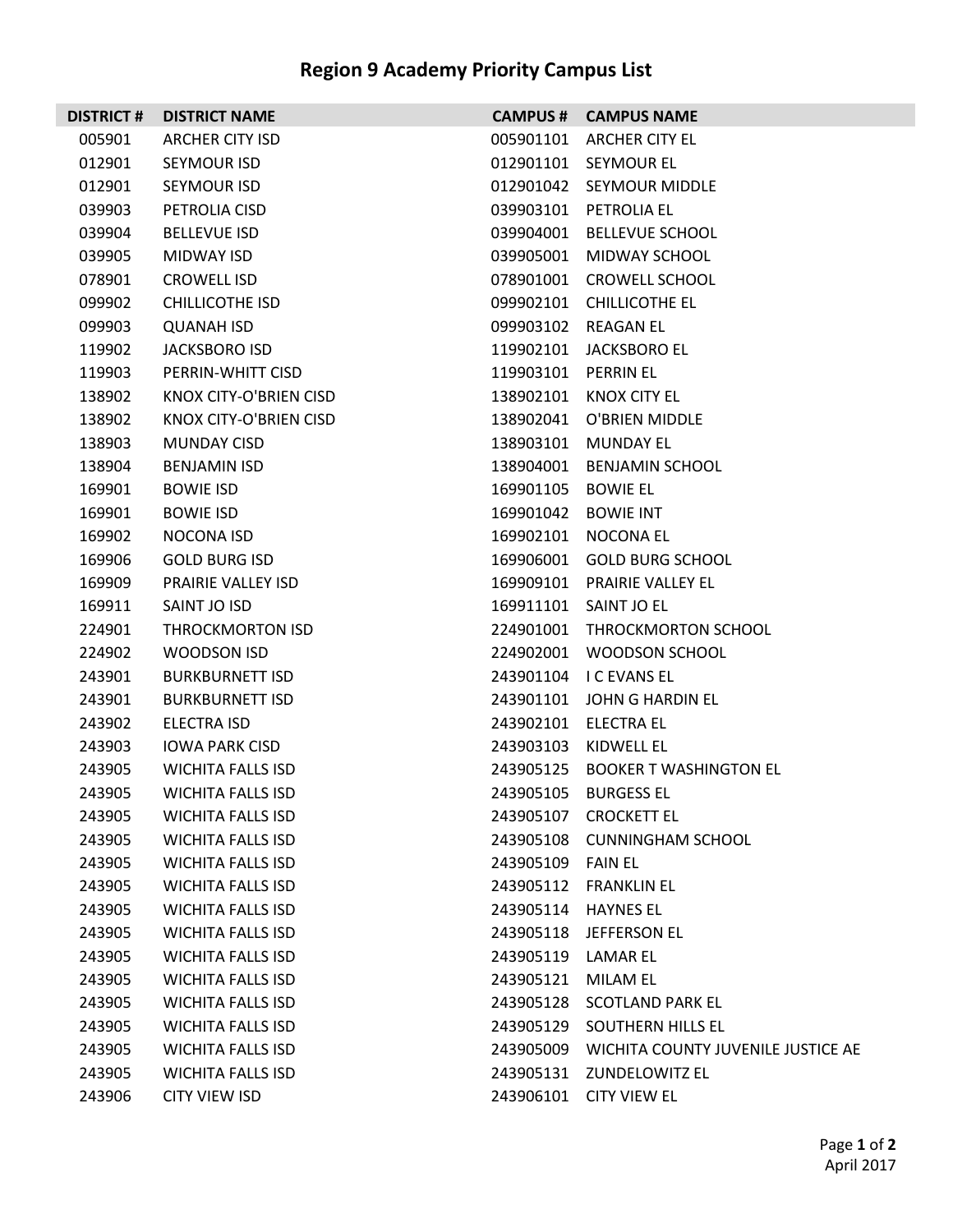# Region 9 Academy Priority Campus List

| DISTRICT # | DISTRICT NAME | CAMPUS # | CAMPUS NAME |
|---|---|---|---|
| 005901 | ARCHER CITY ISD | 005901101 | ARCHER CITY EL |
| 012901 | SEYMOUR ISD | 012901101 | SEYMOUR EL |
| 012901 | SEYMOUR ISD | 012901042 | SEYMOUR MIDDLE |
| 039903 | PETROLIA CISD | 039903101 | PETROLIA EL |
| 039904 | BELLEVUE ISD | 039904001 | BELLEVUE SCHOOL |
| 039905 | MIDWAY ISD | 039905001 | MIDWAY SCHOOL |
| 078901 | CROWELL ISD | 078901001 | CROWELL SCHOOL |
| 099902 | CHILLICOTHE ISD | 099902101 | CHILLICOTHE EL |
| 099903 | QUANAH ISD | 099903102 | REAGAN EL |
| 119902 | JACKSBORO ISD | 119902101 | JACKSBORO EL |
| 119903 | PERRIN-WHITT CISD | 119903101 | PERRIN EL |
| 138902 | KNOX CITY-O'BRIEN CISD | 138902101 | KNOX CITY EL |
| 138902 | KNOX CITY-O'BRIEN CISD | 138902041 | O'BRIEN MIDDLE |
| 138903 | MUNDAY CISD | 138903101 | MUNDAY EL |
| 138904 | BENJAMIN ISD | 138904001 | BENJAMIN SCHOOL |
| 169901 | BOWIE ISD | 169901105 | BOWIE EL |
| 169901 | BOWIE ISD | 169901042 | BOWIE INT |
| 169902 | NOCONA ISD | 169902101 | NOCONA EL |
| 169906 | GOLD BURG ISD | 169906001 | GOLD BURG SCHOOL |
| 169909 | PRAIRIE VALLEY ISD | 169909101 | PRAIRIE VALLEY EL |
| 169911 | SAINT JO ISD | 169911101 | SAINT JO EL |
| 224901 | THROCKMORTON ISD | 224901001 | THROCKMORTON SCHOOL |
| 224902 | WOODSON ISD | 224902001 | WOODSON SCHOOL |
| 243901 | BURKBURNETT ISD | 243901104 | I C EVANS EL |
| 243901 | BURKBURNETT ISD | 243901101 | JOHN G HARDIN EL |
| 243902 | ELECTRA ISD | 243902101 | ELECTRA EL |
| 243903 | IOWA PARK CISD | 243903103 | KIDWELL EL |
| 243905 | WICHITA FALLS ISD | 243905125 | BOOKER T WASHINGTON EL |
| 243905 | WICHITA FALLS ISD | 243905105 | BURGESS EL |
| 243905 | WICHITA FALLS ISD | 243905107 | CROCKETT EL |
| 243905 | WICHITA FALLS ISD | 243905108 | CUNNINGHAM SCHOOL |
| 243905 | WICHITA FALLS ISD | 243905109 | FAIN EL |
| 243905 | WICHITA FALLS ISD | 243905112 | FRANKLIN EL |
| 243905 | WICHITA FALLS ISD | 243905114 | HAYNES EL |
| 243905 | WICHITA FALLS ISD | 243905118 | JEFFERSON EL |
| 243905 | WICHITA FALLS ISD | 243905119 | LAMAR EL |
| 243905 | WICHITA FALLS ISD | 243905121 | MILAM EL |
| 243905 | WICHITA FALLS ISD | 243905128 | SCOTLAND PARK EL |
| 243905 | WICHITA FALLS ISD | 243905129 | SOUTHERN HILLS EL |
| 243905 | WICHITA FALLS ISD | 243905009 | WICHITA COUNTY JUVENILE JUSTICE AE |
| 243905 | WICHITA FALLS ISD | 243905131 | ZUNDELOWITZ EL |
| 243906 | CITY VIEW ISD | 243906101 | CITY VIEW EL |

April 2017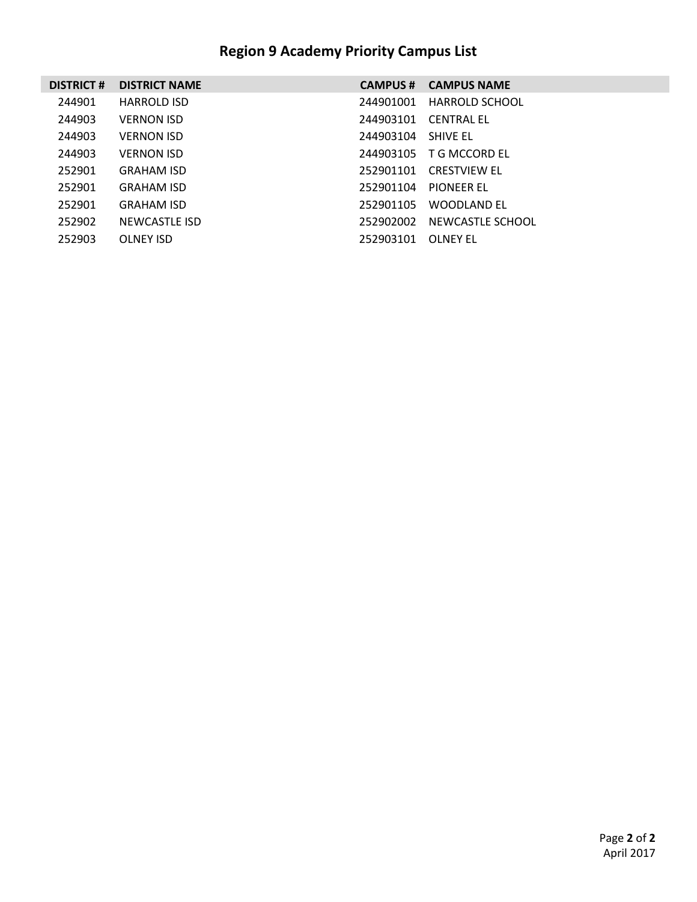# Region 9 Academy Priority Campus List

| DISTRICT # | DISTRICT NAME | CAMPUS # | CAMPUS NAME |
|---|---|---|---|
| 244901 | HARROLD ISD | 244901001 | HARROLD SCHOOL |
| 244903 | VERNON ISD | 244903101 | CENTRAL EL |
| 244903 | VERNON ISD | 244903104 | SHIVE EL |
| 244903 | VERNON ISD | 244903105 | T G MCCORD EL |
| 252901 | GRAHAM ISD | 252901101 | CRESTVIEW EL |
| 252901 | GRAHAM ISD | 252901104 | PIONEER EL |
| 252901 | GRAHAM ISD | 252901105 | WOODLAND EL |
| 252902 | NEWCASTLE ISD | 252902002 | NEWCASTLE SCHOOL |
| 252903 | OLNEY ISD | 252903101 | OLNEY EL |

April 2017